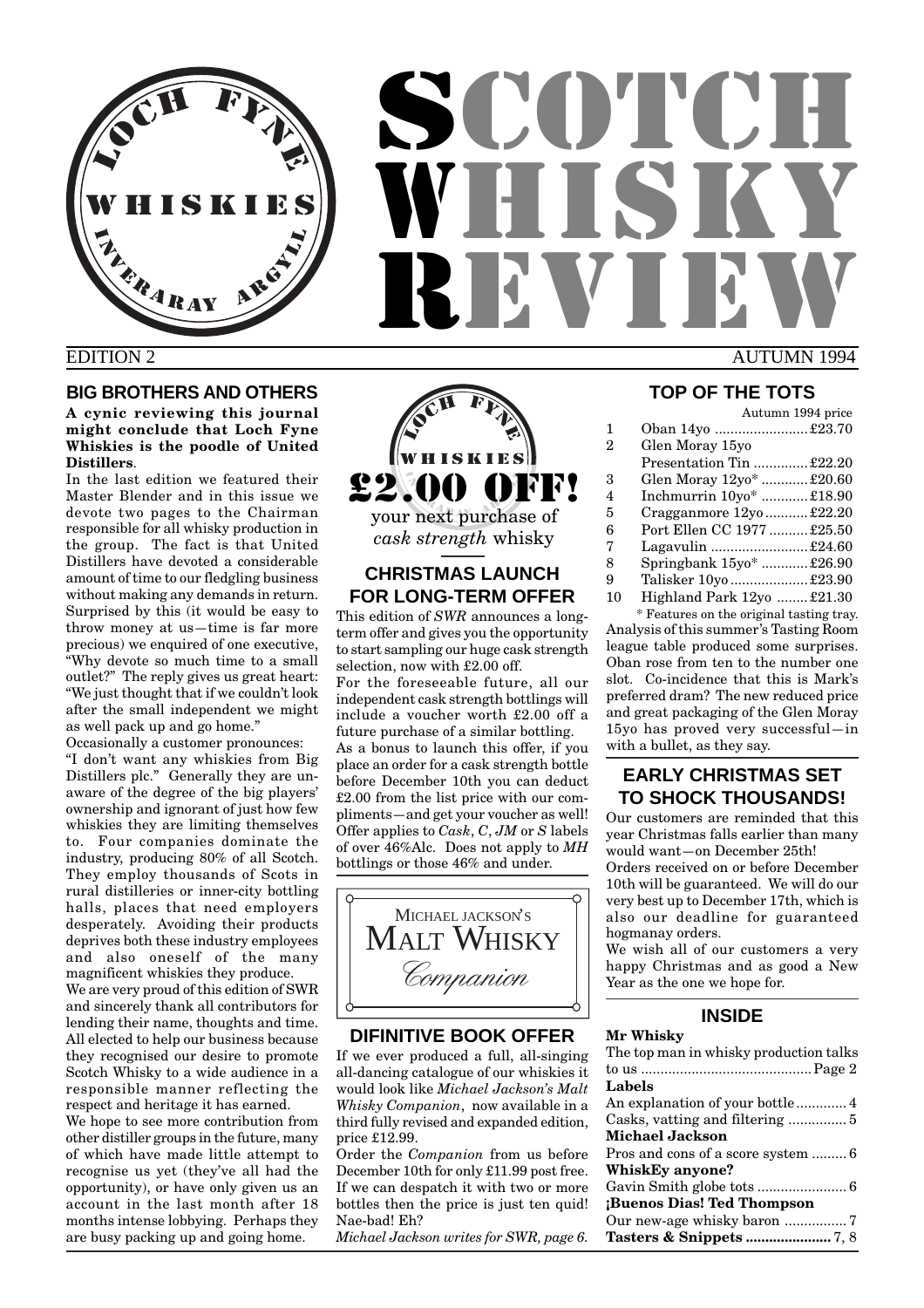# SCOTCH WHISKY REVIEW

EDITION 2 — AUTUMN 1994

## BIG BROTHERS AND OTHERS

**A cynic reviewing this journal might conclude that Loch Fyne Whiskies is the poodle of United Distillers**.

In the last edition we featured their Master Blender and in this issue we devote two pages to the Chairman responsible for all whisky production in the group. The fact is that United Distillers have devoted a considerable amount of time to our fledgling business without making any demands in return. Surprised by this (it would be easy to throw money at us—time is far more precious) we enquired of one executive, "Why devote so much time to a small outlet?" The reply gives us great heart: "We just thought that if we couldn't look after the small independent we might as well pack up and go home."

Occasionally a customer pronounces: "I don't want any whiskies from Big Distillers plc." Generally they are unaware of the degree of the big players' ownership and ignorant of just how few whiskies they are limiting themselves to. Four companies dominate the industry, producing 80% of all Scotch. They employ thousands of Scots in rural distilleries or inner-city bottling halls, places that need employers desperately. Avoiding their products deprives both these industry employees and also oneself of the many magnificent whiskies they produce.

We are very proud of this edition of SWR and sincerely thank all contributors for lending their name, thoughts and time. All elected to help our business because they recognised our desire to promote Scotch Whisky to a wide audience in a responsible manner reflecting the respect and heritage it has earned.

We hope to see more contribution from other distiller groups in the future, many of which have made little attempt to recognise us yet (they've all had the opportunity), or have only given us an account in the last month after 18 months intense lobbying. Perhaps they are busy packing up and going home.

**£2.00 OFF!**

your next purchase of *cask strength* whisky

## CHRISTMAS LAUNCH FOR LONG-TERM OFFER

This edition of *SWR* announces a long-term offer and gives you the opportunity to start sampling our huge cask strength selection, now with £2.00 off.

For the foreseeable future, all our independent cask strength bottlings will include a voucher worth £2.00 off a future purchase of a similar bottling.

As a bonus to launch this offer, if you place an order for a cask strength bottle before December 10th you can deduct £2.00 from the list price with our compliments—and get your voucher as well! Offer applies to *Cask*, *C*, *JM* or *S* labels of over 46%Alc. Does not apply to *MH* bottlings or those 46% and under.

MICHAEL JACKSON'S MALT WHISKY *Companion*

## DIFINITIVE BOOK OFFER

If we ever produced a full, all-singing all-dancing catalogue of our whiskies it would look like *Michael Jackson's Malt Whisky Companion*, now available in a third fully revised and expanded edition, price £12.99.

Order the *Companion* from us before December 10th for only £11.99 post free. If we can despatch it with two or more bottles then the price is just ten quid! Nae-bad! Eh?

*Michael Jackson writes for SWR, page 6.*

## TOP OF THE TOTS

| | | Autumn 1994 price |
|---|---|---|
| 1 | Oban 14yo | £23.70 |
| 2 | Glen Moray 15yo Presentation Tin | £22.20 |
| 3 | Glen Moray 12yo* | £20.60 |
| 4 | Inchmurrin 10yo* | £18.90 |
| 5 | Cragganmore 12yo | £22.20 |
| 6 | Port Ellen CC 1977 | £25.50 |
| 7 | Lagavulin | £24.60 |
| 8 | Springbank 15yo* | £26.90 |
| 9 | Talisker 10yo | £23.90 |
| 10 | Highland Park 12yo | £21.30 |

\* Features on the original tasting tray.

Analysis of this summer's Tasting Room league table produced some surprises. Oban rose from ten to the number one slot. Co-incidence that this is Mark's preferred dram? The new reduced price and great packaging of the Glen Moray 15yo has proved very successful—in with a bullet, as they say.

## EARLY CHRISTMAS SET TO SHOCK THOUSANDS!

Our customers are reminded that this year Christmas falls earlier than many would want—on December 25th!

Orders received on or before December 10th will be guaranteed. We will do our very best up to December 17th, which is also our deadline for guaranteed hogmanay orders.

We wish all of our customers a very happy Christmas and as good a New Year as the one we hope for.

## INSIDE

**Mr Whisky**
The top man in whisky production talks to us ... Page 2

**Labels**
An explanation of your bottle ... 4
Casks, vatting and filtering ... 5

**Michael Jackson**
Pros and cons of a score system ... 6

**WhiskEy anyone?**
Gavin Smith globe tots ... 6

**¡Buenos Dias! Ted Thompson**
Our new-age whisky baron ... 7

**Tasters & Snippets** ... 7, 8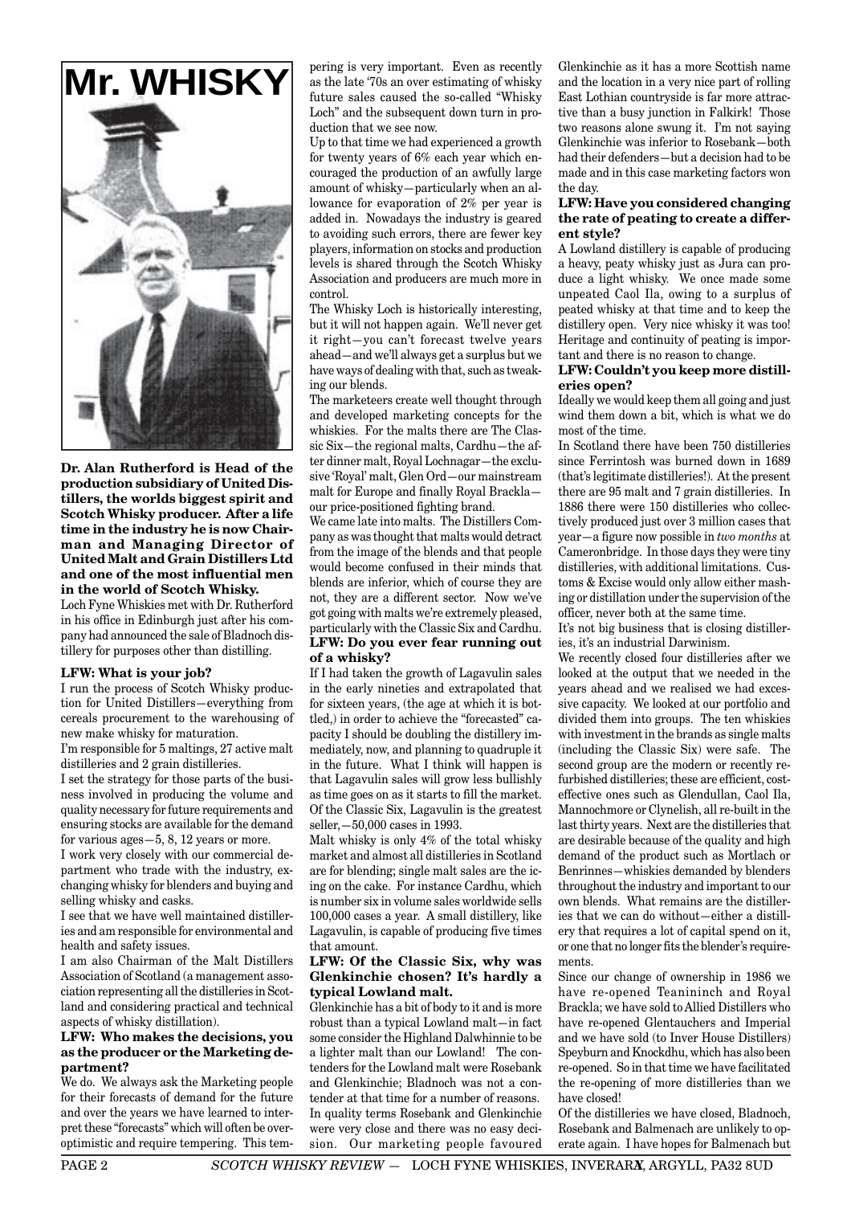# Mr. WHISKY

**Dr. Alan Rutherford is Head of the production subsidiary of United Distillers, the worlds biggest spirit and Scotch Whisky producer. After a life time in the industry he is now Chairman and Managing Director of United Malt and Grain Distillers Ltd and one of the most influential men in the world of Scotch Whisky.**

Loch Fyne Whiskies met with Dr. Rutherford in his office in Edinburgh just after his company had announced the sale of Bladnoch distillery for purposes other than distilling.

**LFW: What is your job?**

I run the process of Scotch Whisky production for United Distillers—everything from cereals procurement to the warehousing of new make whisky for maturation.

I'm responsible for 5 maltings, 27 active malt distilleries and 2 grain distilleries.

I set the strategy for those parts of the business involved in producing the volume and quality necessary for future requirements and ensuring stocks are available for the demand for various ages—5, 8, 12 years or more.

I work very closely with our commercial department who trade with the industry, exchanging whisky for blenders and buying and selling whisky and casks.

I see that we have well maintained distilleries and am responsible for environmental and health and safety issues.

I am also Chairman of the Malt Distillers Association of Scotland (a management association representing all the distilleries in Scotland and considering practical and technical aspects of whisky distillation).

**LFW: Who makes the decisions, you as the producer or the Marketing department?**

We do. We always ask the Marketing people for their forecasts of demand for the future and over the years we have learned to interpret these "forecasts" which will often be over-optimistic and require tempering. This tempering is very important. Even as recently as the late '70s an over estimating of whisky future sales caused the so-called "Whisky Loch" and the subsequent down turn in production that we see now.

Up to that time we had experienced a growth for twenty years of 6% each year which encouraged the production of an awfully large amount of whisky—particularly when an allowance for evaporation of 2% per year is added in. Nowadays the industry is geared to avoiding such errors, there are fewer key players, information on stocks and production levels is shared through the Scotch Whisky Association and producers are much more in control.

The Whisky Loch is historically interesting, but it will not happen again. We'll never get it right—you can't forecast twelve years ahead—and we'll always get a surplus but we have ways of dealing with that, such as tweaking our blends.

The marketeers create well thought through and developed marketing concepts for the whiskies. For the malts there are The Classic Six—the regional malts, Cardhu—the after dinner malt, Royal Lochnagar—the exclusive 'Royal' malt, Glen Ord—our mainstream malt for Europe and finally Royal Brackla—our price-positioned fighting brand.

We came late into malts. The Distillers Company as was thought that malts would detract from the image of the blends and that people would become confused in their minds that blends are inferior, which of course they are not, they are a different sector. Now we've got going with malts we're extremely pleased, particularly with the Classic Six and Cardhu.

**LFW: Do you ever fear running out of a whisky?**

If I had taken the growth of Lagavulin sales in the early nineties and extrapolated that for sixteen years, (the age at which it is bottled,) in order to achieve the "forecasted" capacity I should be doubling the distillery immediately, now, and planning to quadruple it in the future. What I think will happen is that Lagavulin sales will grow less bullishly as time goes on as it starts to fill the market. Of the Classic Six, Lagavulin is the greatest seller,—50,000 cases in 1993.

Malt whisky is only 4% of the total whisky market and almost all distilleries in Scotland are for blending; single malt sales are the icing on the cake. For instance Cardhu, which is number six in volume sales worldwide sells 100,000 cases a year. A small distillery, like Lagavulin, is capable of producing five times that amount.

**LFW: Of the Classic Six, why was Glenkinchie chosen? It's hardly a typical Lowland malt.**

Glenkinchie has a bit of body to it and is more robust than a typical Lowland malt—in fact some consider the Highland Dalwhinnie to be a lighter malt than our Lowland! The contenders for the Lowland malt were Rosebank and Glenkinchie; Bladnoch was not a contender at that time for a number of reasons. In quality terms Rosebank and Glenkinchie were very close and there was no easy decision. Our marketing people favoured Glenkinchie as it has a more Scottish name and the location in a very nice part of rolling East Lothian countryside is far more attractive than a busy junction in Falkirk! Those two reasons alone swung it. I'm not saying Glenkinchie was inferior to Rosebank—both had their defenders—but a decision had to be made and in this case marketing factors won the day.

**LFW: Have you considered changing the rate of peating to create a different style?**

A Lowland distillery is capable of producing a heavy, peaty whisky just as Jura can produce a light whisky. We once made some unpeated Caol Ila, owing to a surplus of peated whisky at that time and to keep the distillery open. Very nice whisky it was too! Heritage and continuity of peating is important and there is no reason to change.

**LFW: Couldn't you keep more distilleries open?**

Ideally we would keep them all going and just wind them down a bit, which is what we do most of the time.

In Scotland there have been 750 distilleries since Ferrintosh was burned down in 1689 (that's legitimate distilleries!). At the present there are 95 malt and 7 grain distilleries. In 1886 there were 150 distilleries who collectively produced just over 3 million cases that year—a figure now possible in *two months* at Cameronbridge. In those days they were tiny distilleries, with additional limitations. Customs & Excise would only allow either mashing or distillation under the supervision of the officer, never both at the same time.

It's not big business that is closing distilleries, it's an industrial Darwinism.

We recently closed four distilleries after we looked at the output that we needed in the years ahead and we realised we had excessive capacity. We looked at our portfolio and divided them into groups. The ten whiskies with investment in the brands as single malts (including the Classic Six) were safe. The second group are the modern or recently refurbished distilleries; these are efficient, cost-effective ones such as Glendullan, Caol Ila, Mannochmore or Clynelish, all re-built in the last thirty years. Next are the distilleries that are desirable because of the quality and high demand of the product such as Mortlach or Benrinnes—whiskies demanded by blenders throughout the industry and important to our own blends. What remains are the distilleries that we can do without—either a distillery that requires a lot of capital spend on it, or one that no longer fits the blender's requirements.

Since our change of ownership in 1986 we have re-opened Teaninich and Royal Brackla; we have sold to Allied Distillers who have re-opened Glentauchers and Imperial and we have sold (to Inver House Distillers) Speyburn and Knockdhu, which has also been re-opened. So in that time we have facilitated the re-opening of more distilleries than we have closed!

Of the distilleries we have closed, Bladnoch, Rosebank and Balmenach are unlikely to operate again. I have hopes for Balmenach but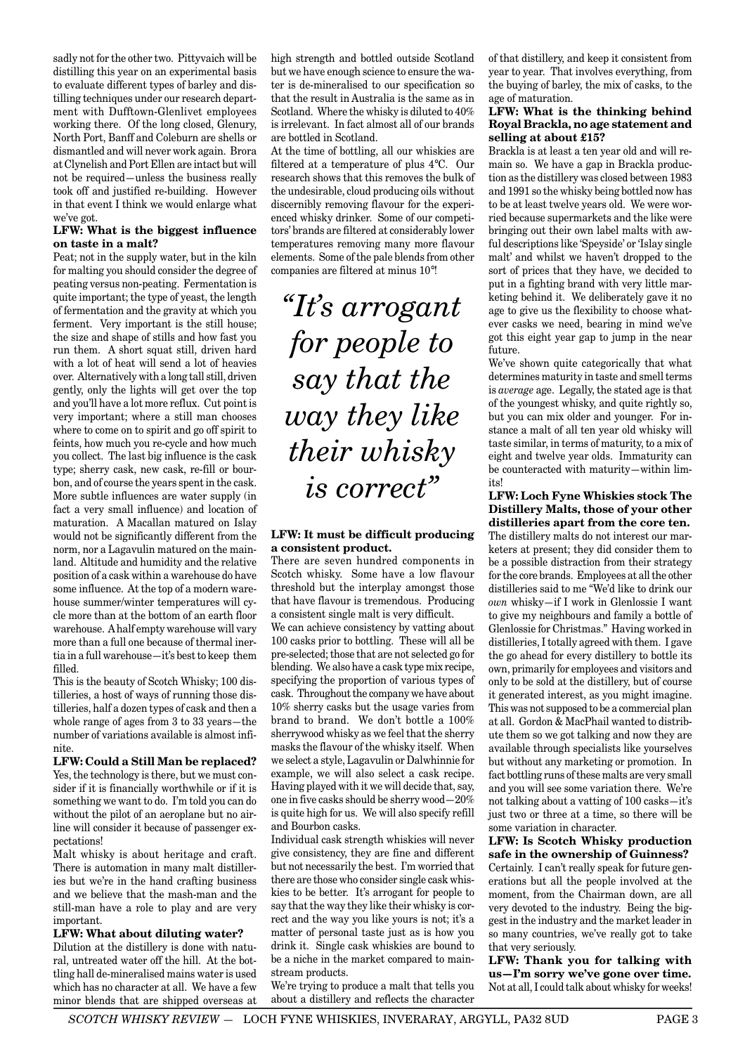sadly not for the other two. Pittyvaich will be distilling this year on an experimental basis to evaluate different types of barley and distilling techniques under our research department with Dufftown-Glenlivet employees working there. Of the long closed, Glenury, North Port, Banff and Coleburn are shells or dismantled and will never work again. Brora at Clynelish and Port Ellen are intact but will not be required—unless the business really took off and justified re-building. However in that event I think we would enlarge what we've got.

**LFW: What is the biggest influence on taste in a malt?**

Peat; not in the supply water, but in the kiln for malting you should consider the degree of peating versus non-peating. Fermentation is quite important; the type of yeast, the length of fermentation and the gravity at which you ferment. Very important is the still house; the size and shape of stills and how fast you run them. A short squat still, driven hard with a lot of heat will send a lot of heavies over. Alternatively with a long tall still, driven gently, only the lights will get over the top and you'll have a lot more reflux. Cut point is very important; where a still man chooses where to come on to spirit and go off spirit to feints, how much you re-cycle and how much you collect. The last big influence is the cask type; sherry cask, new cask, re-fill or bourbon, and of course the years spent in the cask. More subtle influences are water supply (in fact a very small influence) and location of maturation. A Macallan matured on Islay would not be significantly different from the norm, nor a Lagavulin matured on the mainland. Altitude and humidity and the relative position of a cask within a warehouse do have some influence. At the top of a modern warehouse summer/winter temperatures will cycle more than at the bottom of an earth floor warehouse. A half empty warehouse will vary more than a full one because of thermal inertia in a full warehouse—it's best to keep them filled.

This is the beauty of Scotch Whisky; 100 distilleries, a host of ways of running those distilleries, half a dozen types of cask and then a whole range of ages from 3 to 33 years—the number of variations available is almost infinite.

**LFW: Could a Still Man be replaced?**

Yes, the technology is there, but we must consider if it is financially worthwhile or if it is something we want to do. I'm told you can do without the pilot of an aeroplane but no airline will consider it because of passenger expectations!

Malt whisky is about heritage and craft. There is automation in many malt distilleries but we're in the hand crafting business and we believe that the mash-man and the still-man have a role to play and are very important.

**LFW: What about diluting water?**

Dilution at the distillery is done with natural, untreated water off the hill. At the bottling hall de-mineralised mains water is used which has no character at all. We have a few minor blends that are shipped overseas at high strength and bottled outside Scotland but we have enough science to ensure the water is de-mineralised to our specification so that the result in Australia is the same as in Scotland. Where the whisky is diluted to 40% is irrelevant. In fact almost all of our brands are bottled in Scotland.

At the time of bottling, all our whiskies are filtered at a temperature of plus 4°C. Our research shows that this removes the bulk of the undesirable, cloud producing oils without discernibly removing flavour for the experienced whisky drinker. Some of our competitors' brands are filtered at considerably lower temperatures removing many more flavour elements. Some of the pale blends from other companies are filtered at minus 10°!

> *"It's arrogant for people to say that the way they like their whisky is correct"*

**LFW: It must be difficult producing a consistent product.**

There are seven hundred components in Scotch whisky. Some have a low flavour threshold but the interplay amongst those that have flavour is tremendous. Producing a consistent single malt is very difficult.

We can achieve consistency by vatting about 100 casks prior to bottling. These will all be pre-selected; those that are not selected go for blending. We also have a cask type mix recipe, specifying the proportion of various types of cask. Throughout the company we have about 10% sherry casks but the usage varies from brand to brand. We don't bottle a 100% sherrywood whisky as we feel that the sherry masks the flavour of the whisky itself. When we select a style, Lagavulin or Dalwhinnie for example, we will also select a cask recipe. Having played with it we will decide that, say, one in five casks should be sherry wood—20% is quite high for us. We will also specify refill and Bourbon casks.

Individual cask strength whiskies will never give consistency, they are fine and different but not necessarily the best. I'm worried that there are those who consider single cask whiskies to be better. It's arrogant for people to say that the way they like their whisky is correct and the way you like yours is not; it's a matter of personal taste just as is how you drink it. Single cask whiskies are bound to be a niche in the market compared to mainstream products.

We're trying to produce a malt that tells you about a distillery and reflects the character of that distillery, and keep it consistent from year to year. That involves everything, from the buying of barley, the mix of casks, to the age of maturation.

**LFW: What is the thinking behind Royal Brackla, no age statement and selling at about £15?**

Brackla is at least a ten year old and will remain so. We have a gap in Brackla production as the distillery was closed between 1983 and 1991 so the whisky being bottled now has to be at least twelve years old. We were worried because supermarkets and the like were bringing out their own label malts with awful descriptions like 'Speyside' or 'Islay single malt' and whilst we haven't dropped to the sort of prices that they have, we decided to put in a fighting brand with very little marketing behind it. We deliberately gave it no age to give us the flexibility to choose whatever casks we need, bearing in mind we've got this eight year gap to jump in the near future.

We've shown quite categorically that what determines maturity in taste and smell terms is *average* age. Legally, the stated age is that of the youngest whisky, and quite rightly so, but you can mix older and younger. For instance a malt of all ten year old whisky will taste similar, in terms of maturity, to a mix of eight and twelve year olds. Immaturity can be counteracted with maturity—within limits!

**LFW: Loch Fyne Whiskies stock The Distillery Malts, those of your other distilleries apart from the core ten.**

The distillery malts do not interest our marketers at present; they did consider them to be a possible distraction from their strategy for the core brands. Employees at all the other distilleries said to me "We'd like to drink our *own* whisky—if I work in Glenlossie I want to give my neighbours and family a bottle of Glenlossie for Christmas." Having worked in distilleries, I totally agreed with them. I gave the go ahead for every distillery to bottle its own, primarily for employees and visitors and only to be sold at the distillery, but of course it generated interest, as you might imagine. This was not supposed to be a commercial plan at all. Gordon & MacPhail wanted to distribute them so we got talking and now they are available through specialists like yourselves but without any marketing or promotion. In fact bottling runs of these malts are very small and you will see some variation there. We're not talking about a vatting of 100 casks—it's just two or three at a time, so there will be some variation in character.

**LFW: Is Scotch Whisky production safe in the ownership of Guinness?**

Certainly. I can't really speak for future generations but all the people involved at the moment, from the Chairman down, are all very devoted to the industry. Being the biggest in the industry and the market leader in so many countries, we've really got to take that very seriously.

**LFW: Thank you for talking with us—I'm sorry we've gone over time.**

Not at all, I could talk about whisky for weeks!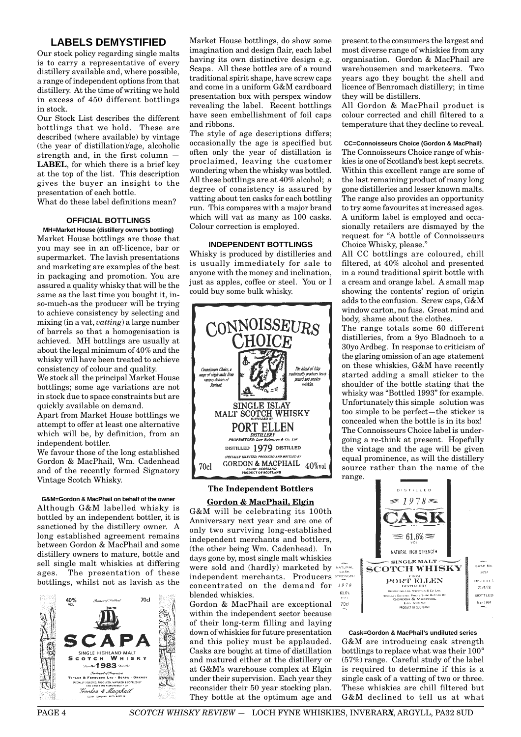## LABELS DEMYSTIFIED

Our stock policy regarding single malts is to carry a representative of every distillery available and, where possible, a range of independent options from that distillery. At the time of writing we hold in excess of 450 different bottlings in stock.

Our Stock List describes the different bottlings that we hold. These are described (where available) by vintage (the year of distillation)/age, alcoholic strength and, in the first column — **LABEL**, for which there is a brief key at the top of the list. This description gives the buyer an insight to the presentation of each bottle.

What do these label definitions mean?

### OFFICIAL BOTTLINGS

**MH=Market House (distillery owner's bottling)**

Market House bottlings are those that you may see in an off-licence, bar or supermarket. The lavish presentations and marketing are examples of the best in packaging and promotion. You are assured a quality whisky that will be the same as the last time you bought it, in-so-much-as the producer will be trying to achieve consistency by selecting and mixing (in a vat, *vatting*) a large number of barrels so that a homogenisation is achieved. MH bottlings are usually at about the legal minimum of 40% and the whisky will have been treated to achieve consistency of colour and quality.

We stock all the principal Market House bottlings; some age variations are not in stock due to space constraints but are quickly available on demand.

Apart from Market House bottlings we attempt to offer at least one alternative which will be, by definition, from an independent bottler.

We favour those of the long established Gordon & MacPhail, Wm. Cadenhead and of the recently formed Signatory Vintage Scotch Whisky.

**G&M=Gordon & MacPhail on behalf of the owner**

Although G&M labelled whisky is bottled by an independent bottler, it is sanctioned by the distillery owner. A long established agreement remains between Gordon & MacPhail and some distillery owners to mature, bottle and sell single malt whiskies at differing ages. The presentation of these bottlings, whilst not as lavish as the Market House bottlings, do show some imagination and design flair, each label having its own distinctive design e.g. Scapa. All these bottles are of a round traditional spirit shape, have screw caps and come in a uniform G&M cardboard presentation box with perspex window revealing the label. Recent bottlings have seen embellishment of foil caps and ribbons.

The style of age descriptions differs; occasionally the age is specified but often only the year of distillation is proclaimed, leaving the customer wondering when the whisky was bottled. All these bottlings are at 40% alcohol; a degree of consistency is assured by vatting about ten casks for each bottling run. This compares with a major brand which will vat as many as 100 casks. Colour correction is employed.

### INDEPENDENT BOTTLINGS

Whisky is produced by distilleries and is usually immediately for sale to anyone with the money and inclination, just as apples, coffee or steel. You or I could buy some bulk whisky.

**The Independent Bottlers**

**Gordon & MacPhail, Elgin**

G&M will be celebrating its 100th Anniversary next year and are one of only two surviving long-established independent merchants and bottlers, (the other being Wm. Cadenhead). In days gone by, most single malt whiskies were sold and (hardly) marketed by independent merchants. Producers concentrated on the demand for blended whiskies.

Gordon & MacPhail are exceptional within the independent sector because of their long-term filling and laying down of whiskies for future presentation and this policy must be applauded. Casks are bought at time of distillation and matured either at the distillery or at G&M's warehouse complex at Elgin under their supervision. Each year they reconsider their 50 year stocking plan. They bottle at the optimum age and present to the consumers the largest and most diverse range of whiskies from any organisation. Gordon & MacPhail are warehousemen and marketeers. Two years ago they bought the shell and licence of Benromach distillery; in time they will be distillers.

All Gordon & MacPhail product is colour corrected and chill filtered to a temperature that they decline to reveal.

**CC=Connoisseurs Choice (Gordon & MacPhail)**

The Connoisseurs Choice range of whiskies is one of Scotland's best kept secrets. Within this excellent range are some of the last remaining product of many long gone distilleries and lesser known malts. The range also provides an opportunity to try some favourites at increased ages. A uniform label is employed and occasionally retailers are dismayed by the request for "A bottle of Connoisseurs Choice Whisky, please."

All CC bottlings are coloured, chill filtered, at 40% alcohol and presented in a round traditional spirit bottle with a cream and orange label. A small map showing the contents' region of origin adds to the confusion. Screw caps, G&M window carton, no fuss. Great mind and body, shame about the clothes.

The range totals some 60 different distilleries, from a 9yo Bladnoch to a 30yo Ardbeg. In response to criticism of the glaring omission of an age statement on these whiskies, G&M have recently started adding a small sticker to the shoulder of the bottle stating that the whisky was "Bottled 1993" for example. Unfortunately this simple solution was too simple to be perfect—the sticker is concealed when the bottle is in its box!

The Connoisseurs Choice label is undergoing a re-think at present. Hopefully the vintage and the age will be given equal prominence, as will the distillery source rather than the name of the range.

**Cask=Gordon & MacPhail's undiluted series**

G&M are introducing cask strength bottlings to replace what was their 100° (57%) range. Careful study of the label is required to determine if this is a single cask of a vatting of two or three. These whiskies are chill filtered but G&M declined to tell us at what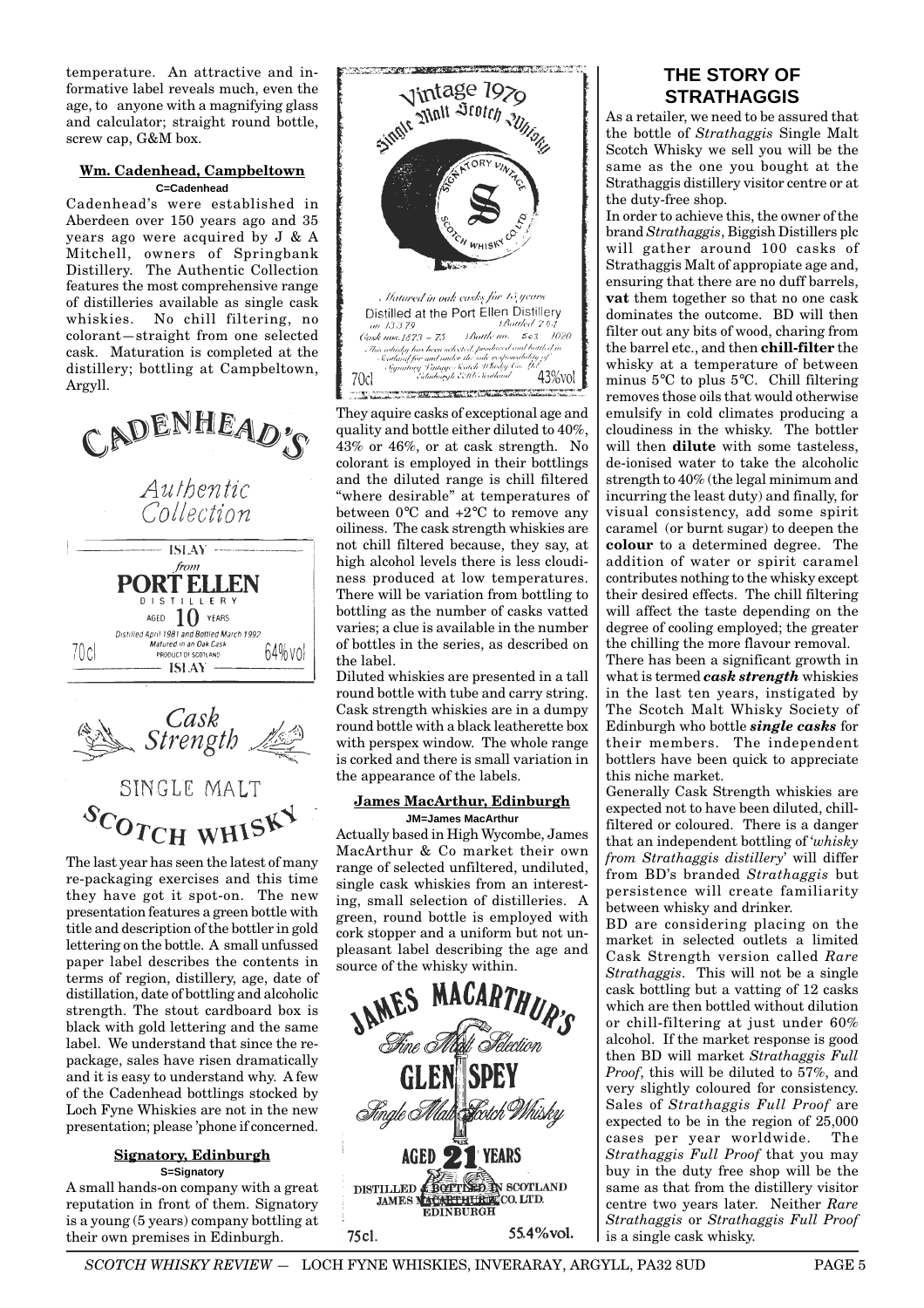temperature. An attractive and informative label reveals much, even the age, to anyone with a magnifying glass and calculator; straight round bottle, screw cap, G&M box.

### Wm. Cadenhead, Campbeltown

**C=Cadenhead**

Cadenhead's were established in Aberdeen over 150 years ago and 35 years ago were acquired by J & A Mitchell, owners of Springbank Distillery. The Authentic Collection features the most comprehensive range of distilleries available as single cask whiskies. No chill filtering, no colorant—straight from one selected cask. Maturation is completed at the distillery; bottling at Campbeltown, Argyll.

CADENHEAD'S

Authentic Collection

ISLAY
from
PORT ELLEN
DISTILLERY
AGED 10 YEARS
Distilled April 1981 and Bottled March 1992
Matured in an Oak Cask
70cl PRODUCT OF SCOTLAND 64%vol
ISLAY

Cask Strength

SINGLE MALT
SCOTCH WHISKY

The last year has seen the latest of many re-packaging exercises and this time they have got it spot-on. The new presentation features a green bottle with title and description of the bottler in gold lettering on the bottle. A small unfussed paper label describes the contents in terms of region, distillery, age, date of distillation, date of bottling and alcoholic strength. The stout cardboard box is black with gold lettering and the same label. We understand that since the re-package, sales have risen dramatically and it is easy to understand why. A few of the Cadenhead bottlings stocked by Loch Fyne Whiskies are not in the new presentation; please 'phone if concerned.

### Signatory, Edinburgh

**S=Signatory**

A small hands-on company with a great reputation in front of them. Signatory is a young (5 years) company bottling at their own premises in Edinburgh.

Vintage 1979
Single Malt Scotch Whisky
SIGNATORY VINTAGE
SCOTCH WHISKY CO. LTD.
Matured in oak casks for 15 years
Distilled at the Port Ellen Distillery
on 13.3.79 Bottled 7.0.4
Cask nos. 1873 – 75 Bottle no. 563 1020
This whisky has been selected, produced and bottled in Scotland for and under the sole responsibility of Signatory Vintage Scotch Whisky Co. Ltd. Edinburgh EH6 Scotland
70cl 43%vol

They aquire casks of exceptional age and quality and bottle either diluted to 40%, 43% or 46%, or at cask strength. No colorant is employed in their bottlings and the diluted range is chill filtered "where desirable" at temperatures of between 0°C and +2°C to remove any oiliness. The cask strength whiskies are not chill filtered because, they say, at high alcohol levels there is less cloudiness produced at low temperatures. There will be variation from bottling to bottling as the number of casks vatted varies; a clue is available in the number of bottles in the series, as described on the label.

Diluted whiskies are presented in a tall round bottle with tube and carry string. Cask strength whiskies are in a dumpy round bottle with a black leatherette box with perspex window. The whole range is corked and there is small variation in the appearance of the labels.

### James MacArthur, Edinburgh

**JM=James MacArthur**

Actually based in High Wycombe, James MacArthur & Co market their own range of selected unfiltered, undiluted, single cask whiskies from an interesting, small selection of distilleries. A green, round bottle is employed with cork stopper and a uniform but not unpleasant label describing the age and source of the whisky within.

JAMES MACARTHUR'S
Fine Malt Selection
GLEN SPEY
Single Malt Scotch Whisky
AGED 21 YEARS
DISTILLED & BOTTLED IN SCOTLAND
JAMES MACARTHUR & CO. LTD.
EDINBURGH
75cl. 55.4%vol.

## THE STORY OF STRATHAGGIS

As a retailer, we need to be assured that the bottle of *Strathaggis* Single Malt Scotch Whisky we sell you will be the same as the one you bought at the Strathaggis distillery visitor centre or at the duty-free shop.

In order to achieve this, the owner of the brand *Strathaggis*, Biggish Distillers plc will gather around 100 casks of Strathaggis Malt of appropiate age and, ensuring that there are no duff barrels, **vat** them together so that no one cask dominates the outcome. BD will then filter out any bits of wood, charing from the barrel etc., and then **chill-filter** the whisky at a temperature of between minus 5°C to plus 5°C. Chill filtering removes those oils that would otherwise emulsify in cold climates producing a cloudiness in the whisky. The bottler will then **dilute** with some tasteless, de-ionised water to take the alcoholic strength to 40% (the legal minimum and incurring the least duty) and finally, for visual consistency, add some spirit caramel (or burnt sugar) to deepen the **colour** to a determined degree. The addition of water or spirit caramel contributes nothing to the whisky except their desired effects. The chill filtering will affect the taste depending on the degree of cooling employed; the greater the chilling the more flavour removal.

There has been a significant growth in what is termed ***cask strength*** whiskies in the last ten years, instigated by The Scotch Malt Whisky Society of Edinburgh who bottle ***single casks*** for their members. The independent bottlers have been quick to appreciate this niche market.

Generally Cask Strength whiskies are expected not to have been diluted, chill-filtered or coloured. There is a danger that an independent bottling of '*whisky from Strathaggis distillery*' will differ from BD's branded *Strathaggis* but persistence will create familiarity between whisky and drinker.

BD are considering placing on the market in selected outlets a limited Cask Strength version called *Rare Strathaggis*. This will not be a single cask bottling but a vatting of 12 casks which are then bottled without dilution or chill-filtering at just under 60% alcohol. If the market response is good then BD will market *Strathaggis Full Proof*, this will be diluted to 57%, and very slightly coloured for consistency. Sales of *Strathaggis Full Proof* are expected to be in the region of 25,000 cases per year worldwide. The *Strathaggis Full Proof* that you may buy in the duty free shop will be the same as that from the distillery visitor centre two years later. Neither *Rare Strathaggis* or *Strathaggis Full Proof* is a single cask whisky.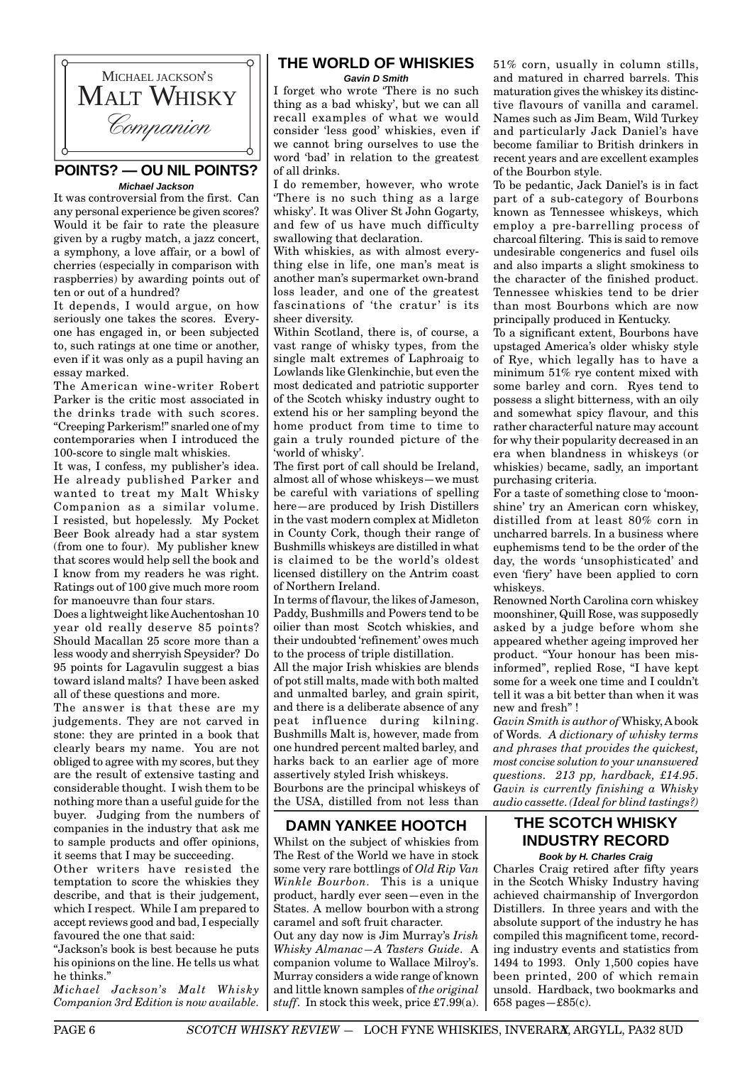MICHAEL JACKSON'S

MALT WHISKY

*Companion*

## POINTS? — OU NIL POINTS?

***Michael Jackson***

It was controversial from the first. Can any personal experience be given scores? Would it be fair to rate the pleasure given by a rugby match, a jazz concert, a symphony, a love affair, or a bowl of cherries (especially in comparison with raspberries) by awarding points out of ten or out of a hundred?

It depends, I would argue, on how seriously one takes the scores. Everyone has engaged in, or been subjected to, such ratings at one time or another, even if it was only as a pupil having an essay marked.

The American wine-writer Robert Parker is the critic most associated in the drinks trade with such scores. "Creeping Parkerism!" snarled one of my contemporaries when I introduced the 100-score to single malt whiskies.

It was, I confess, my publisher's idea. He already published Parker and wanted to treat my Malt Whisky Companion as a similar volume. I resisted, but hopelessly. My Pocket Beer Book already had a star system (from one to four). My publisher knew that scores would help sell the book and I know from my readers he was right. Ratings out of 100 give much more room for manoeuvre than four stars.

Does a lightweight like Auchentoshan 10 year old really deserve 85 points? Should Macallan 25 score more than a less woody and sherryish Speysider? Do 95 points for Lagavulin suggest a bias toward island malts? I have been asked all of these questions and more.

The answer is that these are my judgements. They are not carved in stone: they are printed in a book that clearly bears my name. You are not obliged to agree with my scores, but they are the result of extensive tasting and considerable thought. I wish them to be nothing more than a useful guide for the buyer. Judging from the numbers of companies in the industry that ask me to sample products and offer opinions, it seems that I may be succeeding.

Other writers have resisted the temptation to score the whiskies they describe, and that is their judgement, which I respect. While I am prepared to accept reviews good and bad, I especially favoured the one that said:

"Jackson's book is best because he puts his opinions on the line. He tells us what he thinks."

*Michael Jackson's Malt Whisky Companion 3rd Edition is now available.*

## THE WORLD OF WHISKIES

***Gavin D Smith***

I forget who wrote 'There is no such thing as a bad whisky', but we can all recall examples of what we would consider 'less good' whiskies, even if we cannot bring ourselves to use the word 'bad' in relation to the greatest of all drinks.

I do remember, however, who wrote 'There is no such thing as a large whisky'. It was Oliver St John Gogarty, and few of us have much difficulty swallowing that declaration.

With whiskies, as with almost everything else in life, one man's meat is another man's supermarket own-brand loss leader, and one of the greatest fascinations of 'the cratur' is its sheer diversity.

Within Scotland, there is, of course, a vast range of whisky types, from the single malt extremes of Laphroaig to Lowlands like Glenkinchie, but even the most dedicated and patriotic supporter of the Scotch whisky industry ought to extend his or her sampling beyond the home product from time to time to gain a truly rounded picture of the 'world of whisky'.

The first port of call should be Ireland, almost all of whose whiskeys—we must be careful with variations of spelling here—are produced by Irish Distillers in the vast modern complex at Midleton in County Cork, though their range of Bushmills whiskeys are distilled in what is claimed to be the world's oldest licensed distillery on the Antrim coast of Northern Ireland.

In terms of flavour, the likes of Jameson, Paddy, Bushmills and Powers tend to be oilier than most Scotch whiskies, and their undoubted 'refinement' owes much to the process of triple distillation.

All the major Irish whiskies are blends of pot still malts, made with both malted and unmalted barley, and grain spirit, and there is a deliberate absence of any peat influence during kilning. Bushmills Malt is, however, made from one hundred percent malted barley, and harks back to an earlier age of more assertively styled Irish whiskeys.

Bourbons are the principal whiskeys of the USA, distilled from not less than 51% corn, usually in column stills, and matured in charred barrels. This maturation gives the whiskey its distinctive flavours of vanilla and caramel. Names such as Jim Beam, Wild Turkey and particularly Jack Daniel's have become familiar to British drinkers in recent years and are excellent examples of the Bourbon style.

To be pedantic, Jack Daniel's is in fact part of a sub-category of Bourbons known as Tennessee whiskeys, which employ a pre-barrelling process of charcoal filtering. This is said to remove undesirable congenerics and fusel oils and also imparts a slight smokiness to the character of the finished product. Tennessee whiskies tend to be drier than most Bourbons which are now principally produced in Kentucky.

To a significant extent, Bourbons have upstaged America's older whisky style of Rye, which legally has to have a minimum 51% rye content mixed with some barley and corn. Ryes tend to possess a slight bitterness, with an oily and somewhat spicy flavour, and this rather characterful nature may account for why their popularity decreased in an era when blandness in whiskeys (or whiskies) became, sadly, an important purchasing criteria.

For a taste of something close to 'moonshine' try an American corn whiskey, distilled from at least 80% corn in uncharred barrels. In a business where euphemisms tend to be the order of the day, the words 'unsophisticated' and even 'fiery' have been applied to corn whiskeys.

Renowned North Carolina corn whiskey moonshiner, Quill Rose, was supposedly asked by a judge before whom she appeared whether ageing improved her product. "Your honour has been misinformed", replied Rose, "I have kept some for a week one time and I couldn't tell it was a bit better than when it was new and fresh" !

*Gavin Smith is author of* Whisky, A book of Words. *A dictionary of whisky terms and phrases that provides the quickest, most concise solution to your unanswered questions. 213 pp, hardback, £14.95. Gavin is currently finishing a Whisky audio cassette. (Ideal for blind tastings?)*

## DAMN YANKEE HOOTCH

Whilst on the subject of whiskies from The Rest of the World we have in stock some very rare bottlings of *Old Rip Van Winkle Bourbon*. This is a unique product, hardly ever seen—even in the States. A mellow bourbon with a strong caramel and soft fruit character.

Out any day now is Jim Murray's *Irish Whisky Almanac—A Tasters Guide*. A companion volume to Wallace Milroy's. Murray considers a wide range of known and little known samples of *the original stuff*. In stock this week, price £7.99(a).

## THE SCOTCH WHISKY INDUSTRY RECORD

***Book by H. Charles Craig***

Charles Craig retired after fifty years in the Scotch Whisky Industry having achieved chairmanship of Invergordon Distillers. In three years and with the absolute support of the industry he has compiled this magnificent tome, recording industry events and statistics from 1494 to 1993. Only 1,500 copies have been printed, 200 of which remain unsold. Hardback, two bookmarks and 658 pages—£85(c).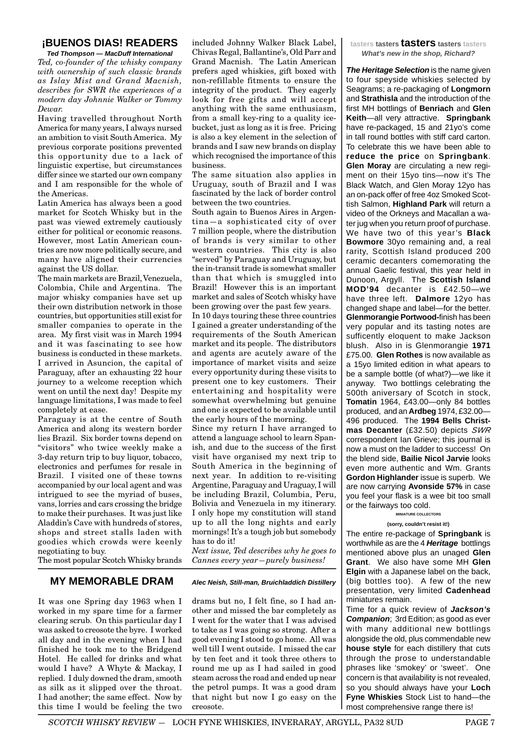## ¡BUENOS DIAS! READERS

***Ted Thompson — MacDuff International***

*Ted, co-founder of the whisky company with ownership of such classic brands as Islay Mist and Grand Macnish, describes for SWR the experiences of a modern day Johnnie Walker or Tommy Dewar.*

Having travelled throughout North America for many years, I always nursed an ambition to visit South America. My previous corporate positions prevented this opportunity due to a lack of linguistic expertise, but circumstances differ since we started our own company and I am responsible for the whole of the Americas.

Latin America has always been a good market for Scotch Whisky but in the past was viewed extremely cautiously either for political or economic reasons. However, most Latin American countries are now more politically secure, and many have aligned their currencies against the US dollar.

The main markets are Brazil, Venezuela, Colombia, Chile and Argentina. The major whisky companies have set up their own distribution network in those countries, but opportunities still exist for smaller companies to operate in the area. My first visit was in March 1994 and it was fascinating to see how business is conducted in these markets. I arrived in Asuncion, the capital of Paraguay, after an exhausting 22 hour journey to a welcome reception which went on until the next day! Despite my language limitations, I was made to feel completely at ease.

Paraguay is at the centre of South America and along its western border lies Brazil. Six border towns depend on "visitors" who twice weekly make a 3-day return trip to buy liquor, tobacco, electronics and perfumes for resale in Brazil. I visited one of these towns accompanied by our local agent and was intrigued to see the myriad of buses, vans, lorries and cars crossing the bridge to make their purchases. It was just like Aladdin's Cave with hundreds of stores, shops and street stalls laden with goodies which crowds were keenly negotiating to buy.

The most popular Scotch Whisky brands included Johnny Walker Black Label, Chivas Regal, Ballantine's, Old Parr and Grand Macnish. The Latin American prefers aged whiskies, gift boxed with non-refillable fitments to ensure the integrity of the product. They eagerly look for free gifts and will accept anything with the same enthusiasm, from a small key-ring to a quality ice-bucket, just as long as it is free. Pricing is also a key element in the selection of brands and I saw new brands on display which recognised the importance of this business.

The same situation also applies in Uruguay, south of Brazil and I was fascinated by the lack of border control between the two countries.

South again to Buenos Aires in Argentina—a sophisticated city of over 7 million people, where the distribution of brands is very similar to other western countries. This city is also "served" by Paraguay and Uruguay, but the in-transit trade is somewhat smaller than that which is smuggled into Brazil! However this is an important market and sales of Scotch whisky have been growing over the past few years.

In 10 days touring these three countries I gained a greater understanding of the requirements of the South American market and its people. The distributors and agents are acutely aware of the importance of market visits and seize every opportunity during these visits to present one to key customers. Their entertaining and hospitality were somewhat overwhelming but genuine and one is expected to be available until the early hours of the morning.

Since my return I have arranged to attend a language school to learn Spanish, and due to the success of the first visit have organised my next trip to South America in the beginning of next year. In addition to re-visiting Argentine, Paraguay and Uraguay, I will be including Brazil, Columbia, Peru, Bolivia and Venezuela in my itinerary. I only hope my constitution will stand up to all the long nights and early mornings! It's a tough job but somebody has to do it!

*Next issue, Ted describes why he goes to Cannes every year—purely business!*

## MY MEMORABLE DRAM

***Alec Neish, Still-man, Bruichladdich Distillery***

It was one Spring day 1963 when I worked in my spare time for a farmer clearing scrub. On this particular day I was asked to creosote the byre. I worked all day and in the evening when I had finished he took me to the Bridgend Hotel. He called for drinks and what would I have? A Whyte & Mackay, I replied. I duly downed the dram, smooth as silk as it slipped over the throat. I had another; the same effect. Now by this time I would be feeling the two drams but no, I felt fine, so I had another and missed the bar completely as I went for the water that I was advised to take as I was going so strong. After a good evening I stood to go home. All was well till I went outside. I missed the car by ten feet and it took three others to round me up as I had sailed in good steam across the road and ended up near the petrol pumps. It was a good dram that night but now I go easy on the creosote.

## tasters tasters tasters tasters tasters

***What's new in the shop, Richard?***

***The Heritage Selection*** is the name given to four speyside whiskies selected by Seagrams; a re-packaging of **Longmorn** and **Strathisla** and the introduction of the first MH bottlings of **Benriach** and **Glen Keith**—all very attractive. **Springbank** have re-packaged, 15 and 21yo's come in tall round bottles with stiff card carton. To celebrate this we have been able to **reduce the price** on **Springbank**. **Glen Moray** are circulating a new regiment on their 15yo tins—now it's The Black Watch, and Glen Moray 12yo has an on-pack offer of free 4oz Smoked Scottish Salmon, **Highland Park** will return a video of the Orkneys and Macallan a water jug when you return proof of purchase. We have two of this year's **Black Bowmore** 30yo remaining and, a real rarity, Scottish Island produced 200 ceramic decanters comemorating the annual Gaelic festival, this year held in Dunoon, Argyll. The **Scottish Island MOD'94** decanter is £42.50—we have three left. **Dalmore** 12yo has changed shape and label—for the better. **Glenmorangie Portwood-**finish has been very popular and its tasting notes are sufficently eloquent to make Jackson blush. Also in is Glenmorangie **1971** £75.00. **Glen Rothes** is now available as a 15yo limited edition in what apears to be a sample bottle (of what?)—we like it anyway. Two bottlings celebrating the 500th aniversary of Scotch in stock, **Tomatin** 1964, £43.00—only 84 bottles produced, and an **Ardbeg** 1974, £32.00—496 produced. The **1994 Bells Christmas Decanter** (£32.50) depicts *SWR* correspondent Ian Grieve; this journal is now a must on the ladder to success! On the blend side, **Bailie Nicol Jarvie** looks even more authentic and Wm. Grants **Gordon Highlander** issue is superb. We are now carrying **Avonside 57%** in case you feel your flask is a wee bit too small or the fairways too cold.

**MINIATURE COLLECTORS**

**(sorry, couldn't resist it!)**

The entire re-package of **Springbank** is worthwhile as are the 4 ***Heritage*** bottlings mentioned above plus an unaged **Glen Grant**. We also have some MH **Glen Elgin** with a Japanese label on the back, (big bottles too). A few of the new presentation, very limited **Cadenhead** miniatures remain.

Time for a quick review of ***Jackson's Companion***; 3rd Edition; as good as ever with many additional new bottlings alongside the old, plus commendable new **house style** for each distillery that cuts through the prose to understandable phrases like 'smokey' or 'sweet'. One concern is that availability is not revealed, so you should always have your **Loch Fyne Whiskies** Stock List to hand—the most comprehensive range there is!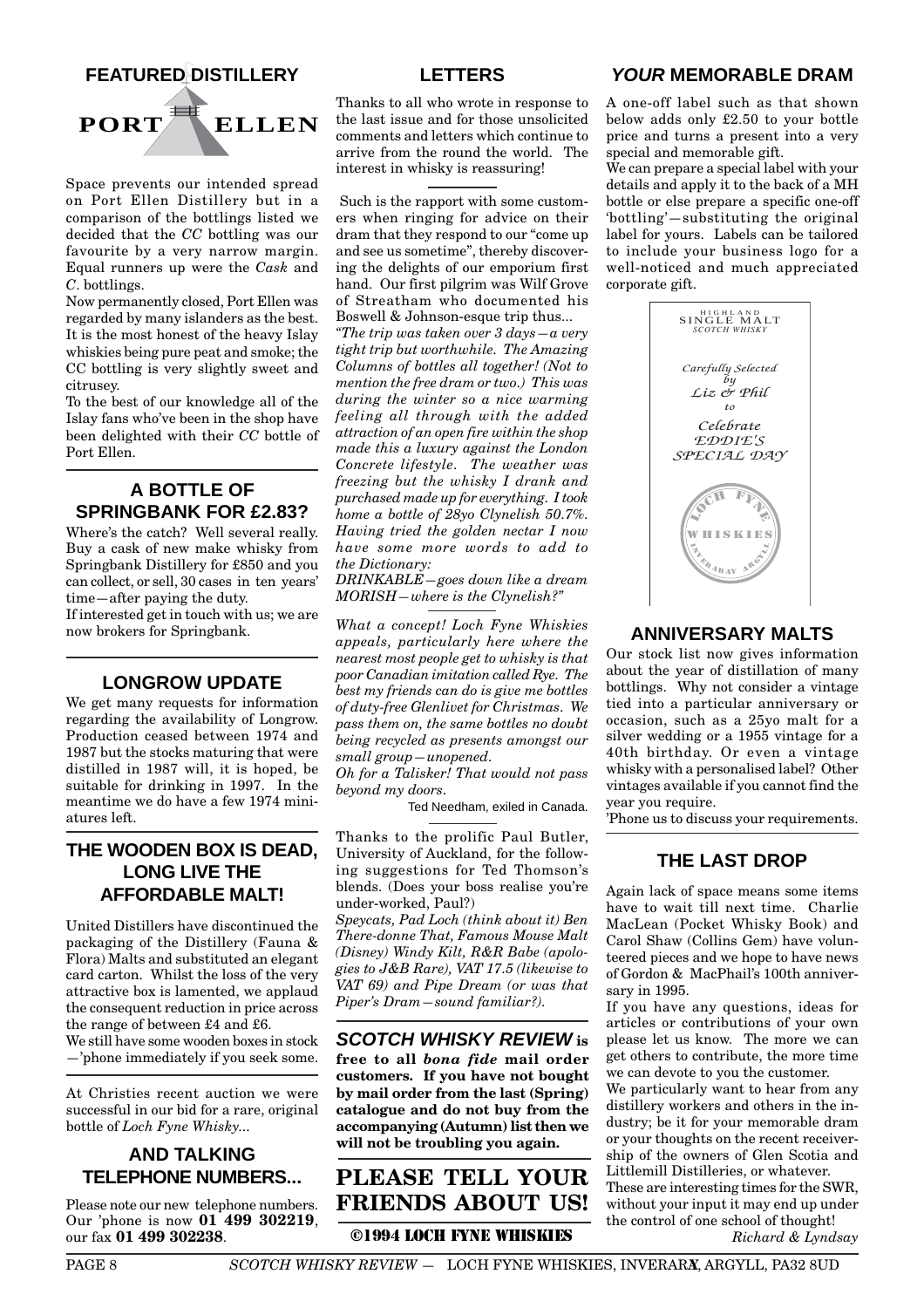## FEATURED DISTILLERY

PORT ELLEN

Space prevents our intended spread on Port Ellen Distillery but in a comparison of the bottlings listed we decided that the *CC* bottling was our favourite by a very narrow margin. Equal runners up were the *Cask* and *C.* bottlings.

Now permanently closed, Port Ellen was regarded by many islanders as the best. It is the most honest of the heavy Islay whiskies being pure peat and smoke; the CC bottling is very slightly sweet and citrusey.

To the best of our knowledge all of the Islay fans who've been in the shop have been delighted with their *CC* bottle of Port Ellen.

## A BOTTLE OF SPRINGBANK FOR £2.83?

Where's the catch? Well several really. Buy a cask of new make whisky from Springbank Distillery for £850 and you can collect, or sell, 30 cases in ten years' time—after paying the duty.

If interested get in touch with us; we are now brokers for Springbank.

## LONGROW UPDATE

We get many requests for information regarding the availability of Longrow. Production ceased between 1974 and 1987 but the stocks maturing that were distilled in 1987 will, it is hoped, be suitable for drinking in 1997. In the meantime we do have a few 1974 miniatures left.

## THE WOODEN BOX IS DEAD, LONG LIVE THE AFFORDABLE MALT!

United Distillers have discontinued the packaging of the Distillery (Fauna & Flora) Malts and substituted an elegant card carton. Whilst the loss of the very attractive box is lamented, we applaud the consequent reduction in price across the range of between £4 and £6.

We still have some wooden boxes in stock —'phone immediately if you seek some.

At Christies recent auction we were successful in our bid for a rare, original bottle of *Loch Fyne Whisky...*

## AND TALKING TELEPHONE NUMBERS...

Please note our new telephone numbers. Our 'phone is now **01 499 302219**, our fax **01 499 302238**.

## LETTERS

Thanks to all who wrote in response to the last issue and for those unsolicited comments and letters which continue to arrive from the round the world. The interest in whisky is reassuring!

Such is the rapport with some customers when ringing for advice on their dram that they respond to our "come up and see us sometime", thereby discovering the delights of our emporium first hand. Our first pilgrim was Wilf Grove of Streatham who documented his Boswell & Johnson-esque trip thus...

*"The trip was taken over 3 days—a very tight trip but worthwhile. The Amazing Columns of bottles all together! (Not to mention the free dram or two.) This was during the winter so a nice warming feeling all through with the added attraction of an open fire within the shop made this a luxury against the London Concrete lifestyle. The weather was freezing but the whisky I drank and purchased made up for everything. I took home a bottle of 28yo Clynelish 50.7%. Having tried the golden nectar I now have some more words to add to the Dictionary:*

*DRINKABLE—goes down like a dream*

*MORISH—where is the Clynelish?"*

*What a concept! Loch Fyne Whiskies appeals, particularly here where the nearest most people get to whisky is that poor Canadian imitation called Rye. The best my friends can do is give me bottles of duty-free Glenlivet for Christmas. We pass them on, the same bottles no doubt being recycled as presents amongst our small group—unopened.*

*Oh for a Talisker! That would not pass beyond my doors.*

Ted Needham, exiled in Canada.

Thanks to the prolific Paul Butler, University of Auckland, for the following suggestions for Ted Thomson's blends. (Does your boss realise you're under-worked, Paul?)

*Speycats, Pad Loch (think about it) Ben There-donne That, Famous Mouse Malt (Disney) Windy Kilt, R&R Babe (apologies to J&B Rare), VAT 17.5 (likewise to VAT 69) and Pipe Dream (or was that Piper's Dram—sound familiar?).*

***SCOTCH WHISKY REVIEW* is free to all *bona fide* mail order customers. If you have not bought by mail order from the last (Spring) catalogue and do not buy from the accompanying (Autumn) list then we will not be troubling you again.**

## PLEASE TELL YOUR FRIENDS ABOUT US!

©1994 LOCH FYNE WHISKIES

## *YOUR* MEMORABLE DRAM

A one-off label such as that shown below adds only £2.50 to your bottle price and turns a present into a very special and memorable gift.

We can prepare a special label with your details and apply it to the back of a MH bottle or else prepare a specific one-off 'bottling'—substituting the original label for yours. Labels can be tailored to include your business logo for a well-noticed and much appreciated corporate gift.

HIGHLAND
SINGLE MALT
SCOTCH WHISKY

*Carefully Selected by Liz & Phil to Celebrate EDDIE'S SPECIAL DAY*

LOCH FYNE WHISKIES INVERARAY ARGYLL

## ANNIVERSARY MALTS

Our stock list now gives information about the year of distillation of many bottlings. Why not consider a vintage tied into a particular anniversary or occasion, such as a 25yo malt for a silver wedding or a 1955 vintage for a 40th birthday. Or even a vintage whisky with a personalised label? Other vintages available if you cannot find the year you require.

'Phone us to discuss your requirements.

## THE LAST DROP

Again lack of space means some items have to wait till next time. Charlie MacLean (Pocket Whisky Book) and Carol Shaw (Collins Gem) have volunteered pieces and we hope to have news of Gordon & MacPhail's 100th anniversary in 1995.

If you have any questions, ideas for articles or contributions of your own please let us know. The more we can get others to contribute, the more time we can devote to you the customer.

We particularly want to hear from any distillery workers and others in the industry; be it for your memorable dram or your thoughts on the recent receivership of the owners of Glen Scotia and Littlemill Distilleries, or whatever.

These are interesting times for the SWR, without your input it may end up under the control of one school of thought!

*Richard & Lyndsay*